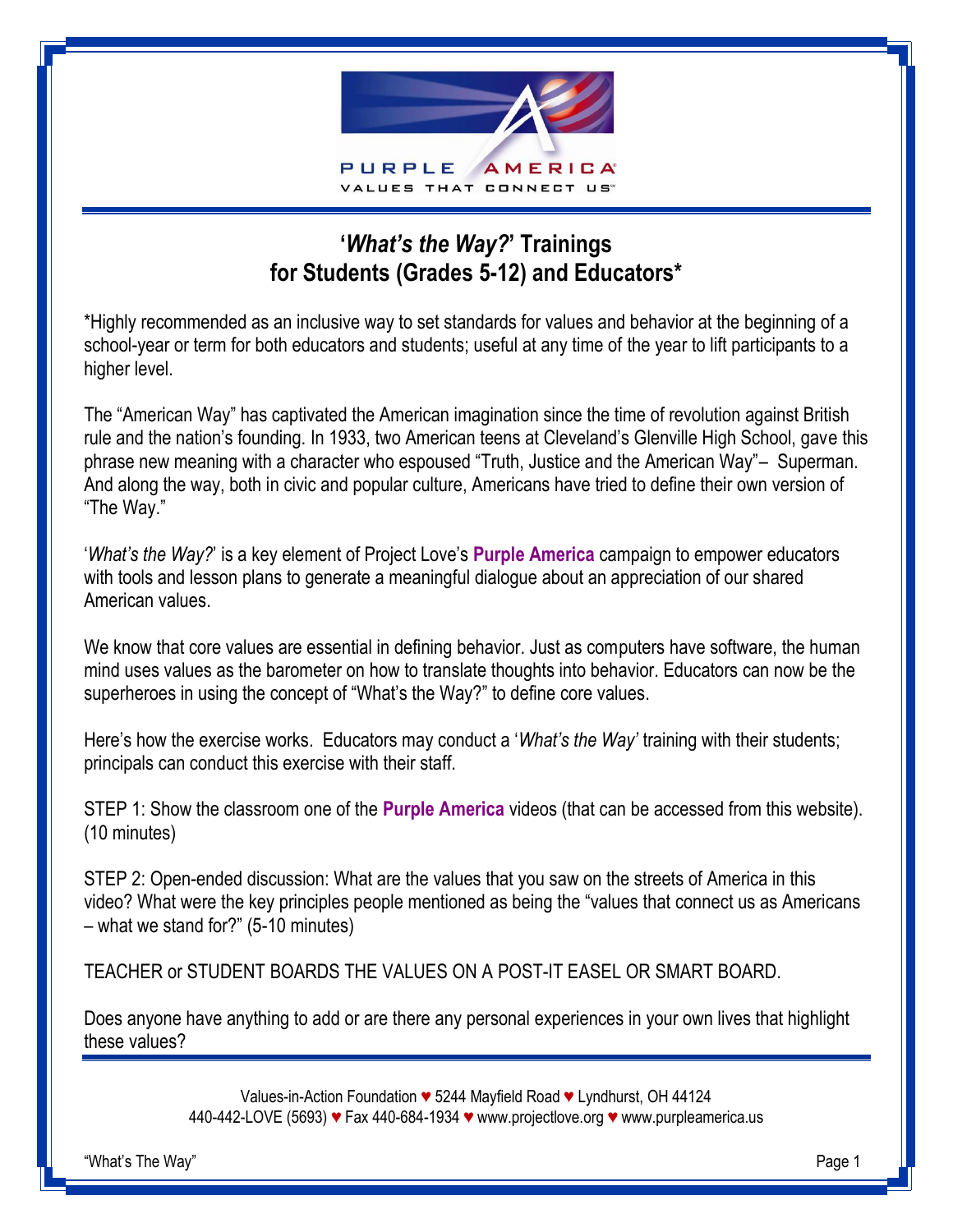PURPLE AMERICA®
VALUES THAT CONNECT US℠

## '*What's the Way?*' Trainings for Students (Grades 5-12) and Educators*

*Highly recommended as an inclusive way to set standards for values and behavior at the beginning of a school-year or term for both educators and students; useful at any time of the year to lift participants to a higher level.

The "American Way" has captivated the American imagination since the time of revolution against British rule and the nation's founding. In 1933, two American teens at Cleveland's Glenville High School, gave this phrase new meaning with a character who espoused "Truth, Justice and the American Way"– Superman. And along the way, both in civic and popular culture, Americans have tried to define their own version of "The Way."

'*What's the Way?*' is a key element of Project Love's **Purple America** campaign to empower educators with tools and lesson plans to generate a meaningful dialogue about an appreciation of our shared American values.

We know that core values are essential in defining behavior. Just as computers have software, the human mind uses values as the barometer on how to translate thoughts into behavior. Educators can now be the superheroes in using the concept of "What's the Way?" to define core values.

Here's how the exercise works. Educators may conduct a '*What's the Way*' training with their students; principals can conduct this exercise with their staff.

STEP 1: Show the classroom one of the **Purple America** videos (that can be accessed from this website). (10 minutes)

STEP 2: Open-ended discussion: What are the values that you saw on the streets of America in this video? What were the key principles people mentioned as being the "values that connect us as Americans – what we stand for?" (5-10 minutes)

TEACHER or STUDENT BOARDS THE VALUES ON A POST-IT EASEL OR SMART BOARD.

Does anyone have anything to add or are there any personal experiences in your own lives that highlight these values?

Values-in-Action Foundation ♥ 5244 Mayfield Road ♥ Lyndhurst, OH 44124
440-442-LOVE (5693) ♥ Fax 440-684-1934 ♥ www.projectlove.org ♥ www.purpleamerica.us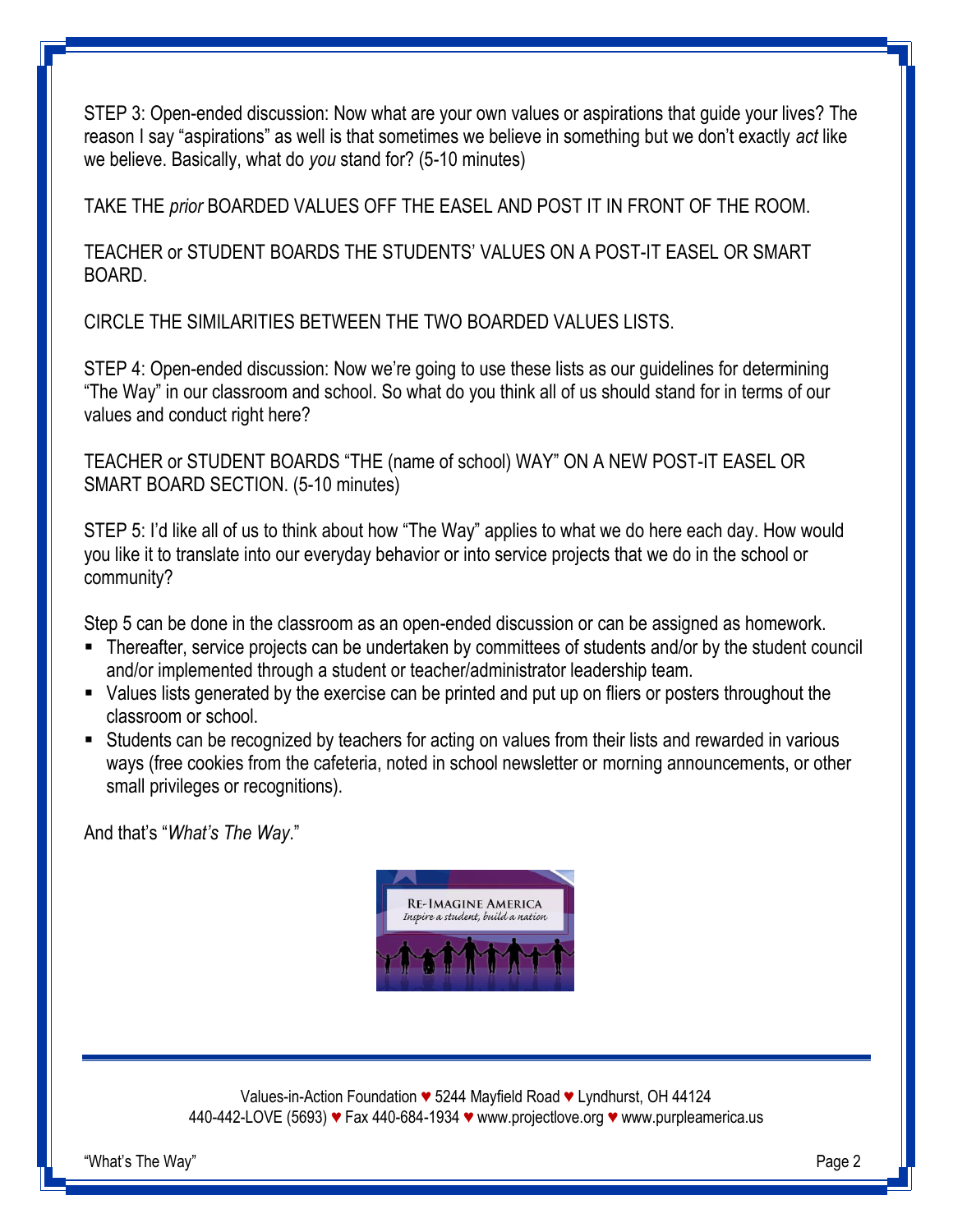STEP 3: Open-ended discussion: Now what are your own values or aspirations that guide your lives? The reason I say "aspirations" as well is that sometimes we believe in something but we don't exactly *act* like we believe. Basically, what do *you* stand for? (5-10 minutes)

TAKE THE *prior* BOARDED VALUES OFF THE EASEL AND POST IT IN FRONT OF THE ROOM.

TEACHER or STUDENT BOARDS THE STUDENTS' VALUES ON A POST-IT EASEL OR SMART BOARD.

CIRCLE THE SIMILARITIES BETWEEN THE TWO BOARDED VALUES LISTS.

STEP 4: Open-ended discussion: Now we're going to use these lists as our guidelines for determining "The Way" in our classroom and school. So what do you think all of us should stand for in terms of our values and conduct right here?

TEACHER or STUDENT BOARDS "THE (name of school) WAY" ON A NEW POST-IT EASEL OR SMART BOARD SECTION. (5-10 minutes)

STEP 5: I'd like all of us to think about how "The Way" applies to what we do here each day. How would you like it to translate into our everyday behavior or into service projects that we do in the school or community?

Step 5 can be done in the classroom as an open-ended discussion or can be assigned as homework.

- Thereafter, service projects can be undertaken by committees of students and/or by the student council and/or implemented through a student or teacher/administrator leadership team.
- Values lists generated by the exercise can be printed and put up on fliers or posters throughout the classroom or school.
- Students can be recognized by teachers for acting on values from their lists and rewarded in various ways (free cookies from the cafeteria, noted in school newsletter or morning announcements, or other small privileges or recognitions).

And that's "*What's The Way*."

RE-IMAGINE AMERICA
*Inspire a student, build a nation*

Values-in-Action Foundation ♥ 5244 Mayfield Road ♥ Lyndhurst, OH 44124
440-442-LOVE (5693) ♥ Fax 440-684-1934 ♥ www.projectlove.org ♥ www.purpleamerica.us